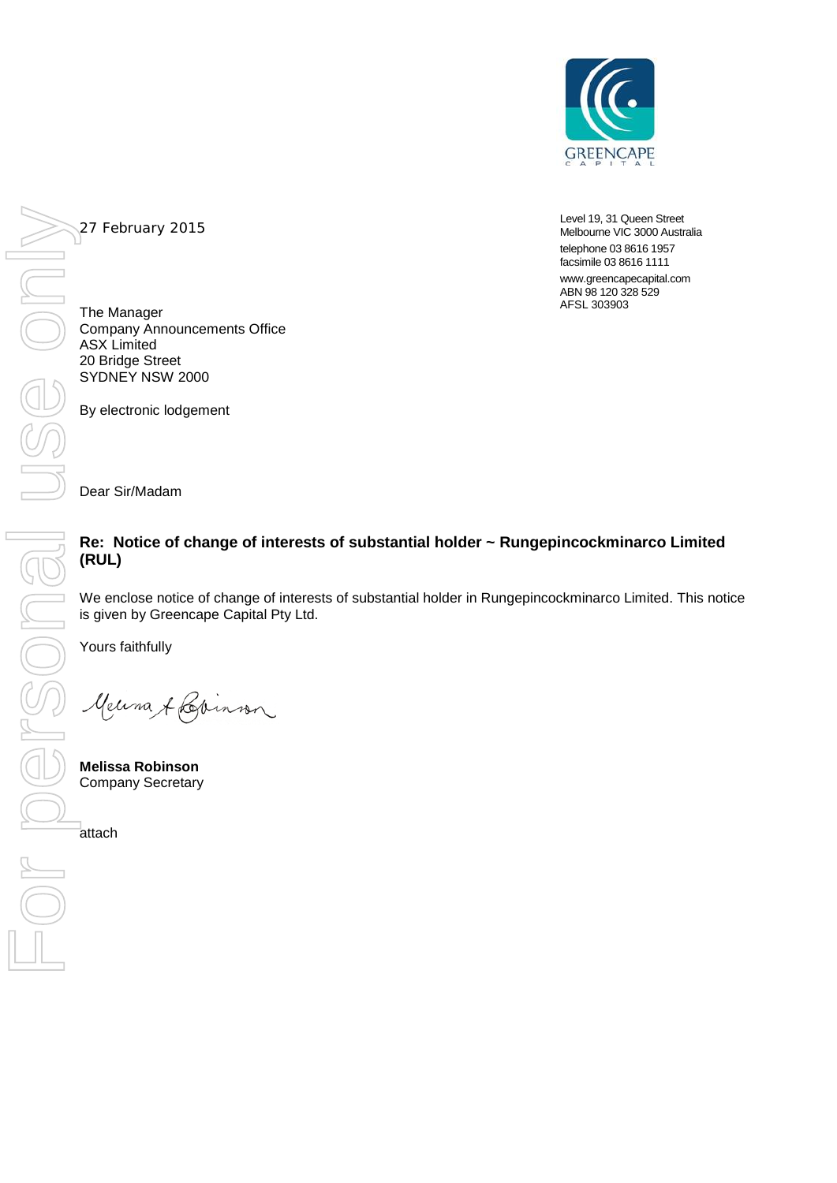GREENCAPE CAPITAL

Level 19, 31 Queen Street
Melbourne VIC 3000 Australia
telephone 03 8616 1957
facsimile 03 8616 1111
www.greencapecapital.com
ABN 98 120 328 529
AFSL 303903

27 February 2015

The Manager
Company Announcements Office
ASX Limited
20 Bridge Street
SYDNEY NSW 2000

By electronic lodgement

Dear Sir/Madam

**Re: Notice of change of interests of substantial holder ~ Rungepincockminarco Limited (RUL)**

We enclose notice of change of interests of substantial holder in Rungepincockminarco Limited. This notice is given by Greencape Capital Pty Ltd.

Yours faithfully

**Melissa Robinson**
Company Secretary

attach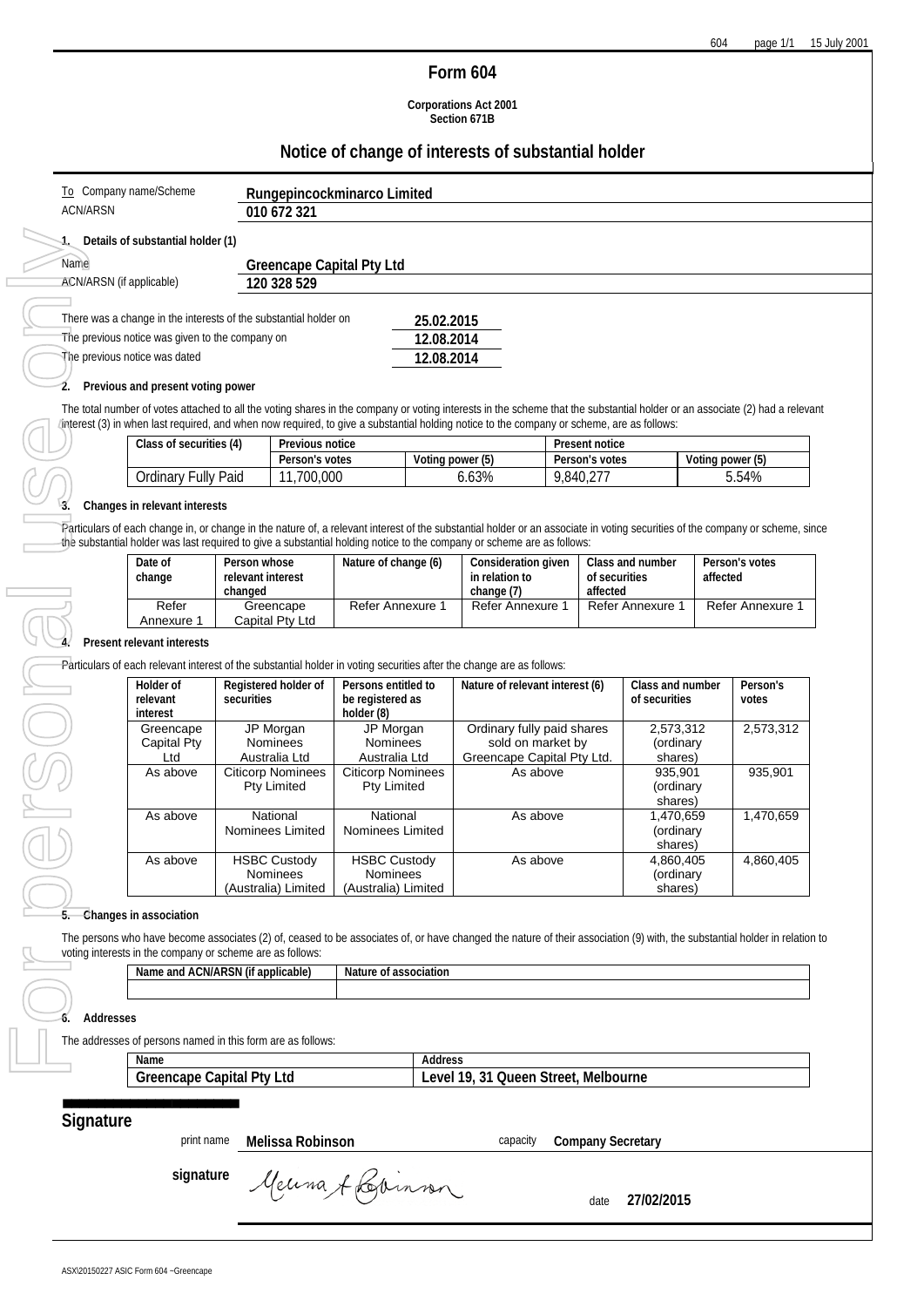# Form 604

**Corporations Act 2001**
**Section 671B**

## Notice of change of interests of substantial holder

| | |
|---|---|
| To Company name/Scheme | **Rungepincockminarco Limited** |
| ACN/ARSN | **010 672 321** |

**1. Details of substantial holder (1)**

| | |
|---|---|
| Name | **Greencape Capital Pty Ltd** |
| ACN/ARSN (if applicable) | **120 328 529** |

| | |
|---|---|
| There was a change in the interests of the substantial holder on | **25.02.2015** |
| The previous notice was given to the company on | **12.08.2014** |
| The previous notice was dated | **12.08.2014** |

**2. Previous and present voting power**

The total number of votes attached to all the voting shares in the company or voting interests in the scheme that the substantial holder or an associate (2) had a relevant interest (3) in when last required, and when now required, to give a substantial holding notice to the company or scheme, are as follows:

| Class of securities (4) | Previous notice | | Present notice | |
|---|---|---|---|---|
| | Person's votes | Voting power (5) | Person's votes | Voting power (5) |
| Ordinary Fully Paid | 11,700,000 | 6.63% | 9,840,277 | 5.54% |

**3. Changes in relevant interests**

Particulars of each change in, or change in the nature of, a relevant interest of the substantial holder or an associate in voting securities of the company or scheme, since the substantial holder was last required to give a substantial holding notice to the company or scheme are as follows:

| Date of change | Person whose relevant interest changed | Nature of change (6) | Consideration given in relation to change (7) | Class and number of securities affected | Person's votes affected |
|---|---|---|---|---|---|
| Refer Annexure 1 | Greencape Capital Pty Ltd | Refer Annexure 1 | Refer Annexure 1 | Refer Annexure 1 | Refer Annexure 1 |

**4. Present relevant interests**

Particulars of each relevant interest of the substantial holder in voting securities after the change are as follows:

| Holder of relevant interest | Registered holder of securities | Persons entitled to be registered as holder (8) | Nature of relevant interest (6) | Class and number of securities | Person's votes |
|---|---|---|---|---|---|
| Greencape Capital Pty Ltd | JP Morgan Nominees Australia Ltd | JP Morgan Nominees Australia Ltd | Ordinary fully paid shares sold on market by Greencape Capital Pty Ltd. | 2,573,312 (ordinary shares) | 2,573,312 |
| As above | Citicorp Nominees Pty Limited | Citicorp Nominees Pty Limited | As above | 935,901 (ordinary shares) | 935,901 |
| As above | National Nominees Limited | National Nominees Limited | As above | 1,470,659 (ordinary shares) | 1,470,659 |
| As above | HSBC Custody Nominees (Australia) Limited | HSBC Custody Nominees (Australia) Limited | As above | 4,860,405 (ordinary shares) | 4,860,405 |

**5. Changes in association**

The persons who have become associates (2) of, ceased to be associates of, or have changed the nature of their association (9) with, the substantial holder in relation to voting interests in the company or scheme are as follows:

| Name and ACN/ARSN (if applicable) | Nature of association |
|---|---|
| | |

**6. Addresses**

The addresses of persons named in this form are as follows:

| Name | Address |
|---|---|
| **Greencape Capital Pty Ltd** | **Level 19, 31 Queen Street, Melbourne** |

## Signature

print name **Melissa Robinson** capacity **Company Secretary**

signature Melissa A Robinson date **27/02/2015**

ASX\20150227 ASIC Form 604 –Greencape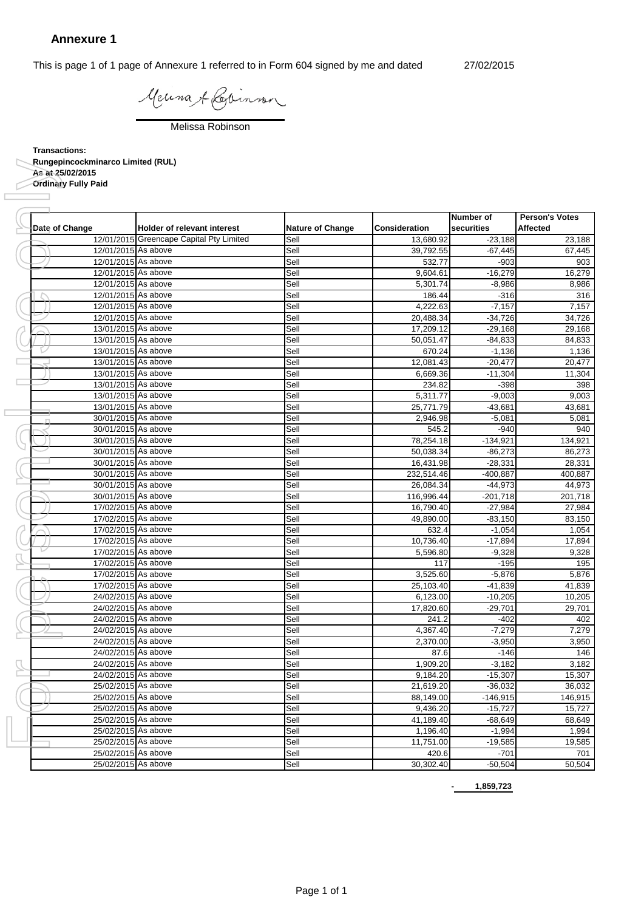## Annexure 1

This is page 1 of 1 page of Annexure 1 referred to in Form 604 signed by me and dated 27/02/2015

Melissa Robinson

**Transactions:**
**Rungepincockminarco Limited (RUL)**
**As at 25/02/2015**
**Ordinary Fully Paid**

| Date of Change | Holder of relevant interest | Nature of Change | Consideration | Number of securities | Person's Votes Affected |
|---|---|---|---|---|---|
| 12/01/2015 | Greencape Capital Pty Limited | Sell | 13,680.92 | -23,188 | 23,188 |
| 12/01/2015 | As above | Sell | 39,792.55 | -67,445 | 67,445 |
| 12/01/2015 | As above | Sell | 532.77 | -903 | 903 |
| 12/01/2015 | As above | Sell | 9,604.61 | -16,279 | 16,279 |
| 12/01/2015 | As above | Sell | 5,301.74 | -8,986 | 8,986 |
| 12/01/2015 | As above | Sell | 186.44 | -316 | 316 |
| 12/01/2015 | As above | Sell | 4,222.63 | -7,157 | 7,157 |
| 12/01/2015 | As above | Sell | 20,488.34 | -34,726 | 34,726 |
| 13/01/2015 | As above | Sell | 17,209.12 | -29,168 | 29,168 |
| 13/01/2015 | As above | Sell | 50,051.47 | -84,833 | 84,833 |
| 13/01/2015 | As above | Sell | 670.24 | -1,136 | 1,136 |
| 13/01/2015 | As above | Sell | 12,081.43 | -20,477 | 20,477 |
| 13/01/2015 | As above | Sell | 6,669.36 | -11,304 | 11,304 |
| 13/01/2015 | As above | Sell | 234.82 | -398 | 398 |
| 13/01/2015 | As above | Sell | 5,311.77 | -9,003 | 9,003 |
| 13/01/2015 | As above | Sell | 25,771.79 | -43,681 | 43,681 |
| 30/01/2015 | As above | Sell | 2,946.98 | -5,081 | 5,081 |
| 30/01/2015 | As above | Sell | 545.2 | -940 | 940 |
| 30/01/2015 | As above | Sell | 78,254.18 | -134,921 | 134,921 |
| 30/01/2015 | As above | Sell | 50,038.34 | -86,273 | 86,273 |
| 30/01/2015 | As above | Sell | 16,431.98 | -28,331 | 28,331 |
| 30/01/2015 | As above | Sell | 232,514.46 | -400,887 | 400,887 |
| 30/01/2015 | As above | Sell | 26,084.34 | -44,973 | 44,973 |
| 30/01/2015 | As above | Sell | 116,996.44 | -201,718 | 201,718 |
| 17/02/2015 | As above | Sell | 16,790.40 | -27,984 | 27,984 |
| 17/02/2015 | As above | Sell | 49,890.00 | -83,150 | 83,150 |
| 17/02/2015 | As above | Sell | 632.4 | -1,054 | 1,054 |
| 17/02/2015 | As above | Sell | 10,736.40 | -17,894 | 17,894 |
| 17/02/2015 | As above | Sell | 5,596.80 | -9,328 | 9,328 |
| 17/02/2015 | As above | Sell | 117 | -195 | 195 |
| 17/02/2015 | As above | Sell | 3,525.60 | -5,876 | 5,876 |
| 17/02/2015 | As above | Sell | 25,103.40 | -41,839 | 41,839 |
| 24/02/2015 | As above | Sell | 6,123.00 | -10,205 | 10,205 |
| 24/02/2015 | As above | Sell | 17,820.60 | -29,701 | 29,701 |
| 24/02/2015 | As above | Sell | 241.2 | -402 | 402 |
| 24/02/2015 | As above | Sell | 4,367.40 | -7,279 | 7,279 |
| 24/02/2015 | As above | Sell | 2,370.00 | -3,950 | 3,950 |
| 24/02/2015 | As above | Sell | 87.6 | -146 | 146 |
| 24/02/2015 | As above | Sell | 1,909.20 | -3,182 | 3,182 |
| 24/02/2015 | As above | Sell | 9,184.20 | -15,307 | 15,307 |
| 25/02/2015 | As above | Sell | 21,619.20 | -36,032 | 36,032 |
| 25/02/2015 | As above | Sell | 88,149.00 | -146,915 | 146,915 |
| 25/02/2015 | As above | Sell | 9,436.20 | -15,727 | 15,727 |
| 25/02/2015 | As above | Sell | 41,189.40 | -68,649 | 68,649 |
| 25/02/2015 | As above | Sell | 1,196.40 | -1,994 | 1,994 |
| 25/02/2015 | As above | Sell | 11,751.00 | -19,585 | 19,585 |
| 25/02/2015 | As above | Sell | 420.6 | -701 | 701 |
| 25/02/2015 | As above | Sell | 30,302.40 | -50,504 | 50,504 |
| | | | | - 1,859,723 | |